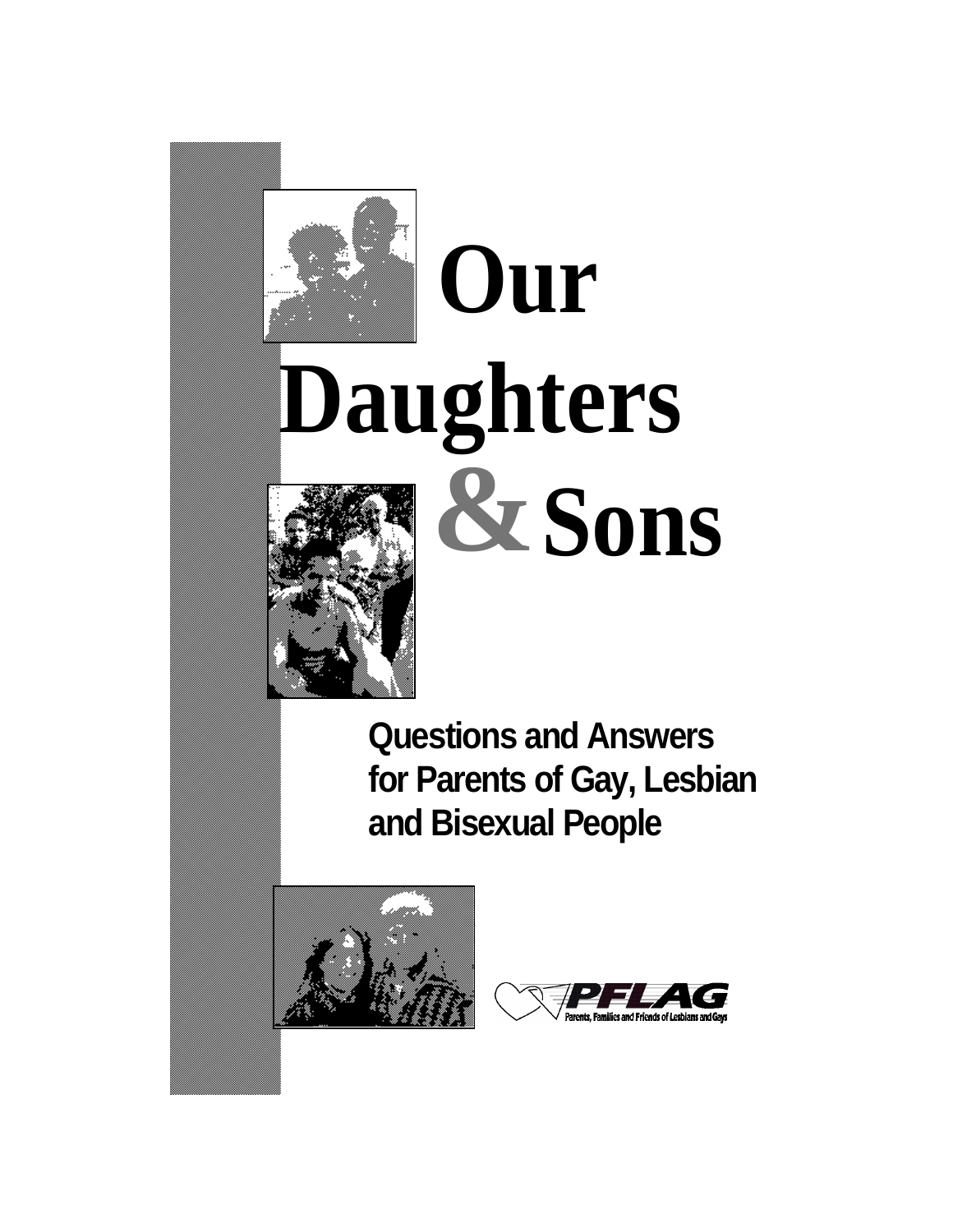# Our Daughters & Sons

**Questions and Answers for Parents of Gay, Lesbian and Bisexual People**

PFLAG

Parents, Families and Friends of Lesbians and Gays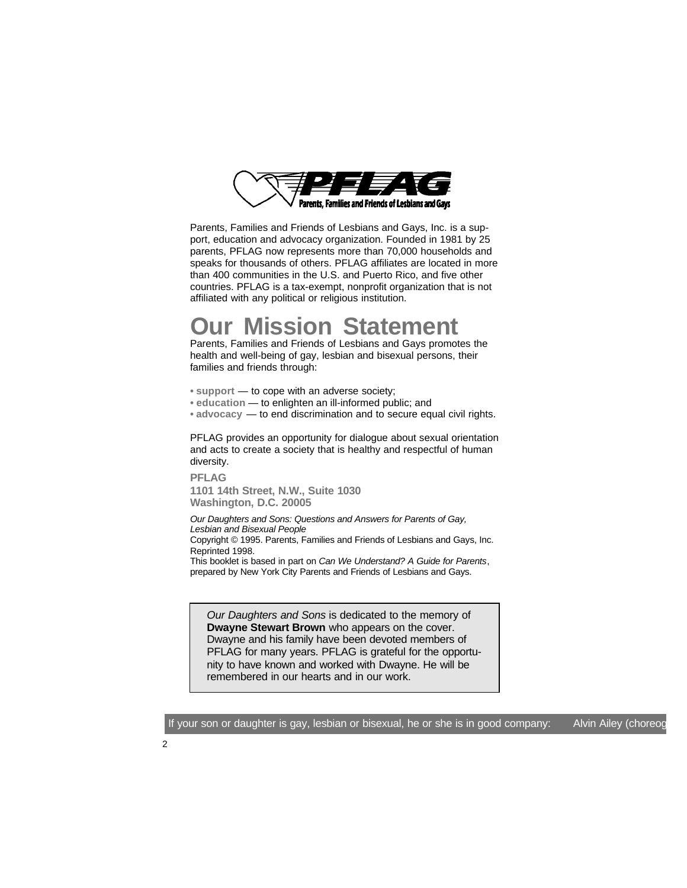PFLAG
Parents, Families and Friends of Lesbians and Gays

Parents, Families and Friends of Lesbians and Gays, Inc. is a support, education and advocacy organization. Founded in 1981 by 25 parents, PFLAG now represents more than 70,000 households and speaks for thousands of others. PFLAG affiliates are located in more than 400 communities in the U.S. and Puerto Rico, and five other countries. PFLAG is a tax-exempt, nonprofit organization that is not affiliated with any political or religious institution.

# Our Mission Statement

Parents, Families and Friends of Lesbians and Gays promotes the health and well-being of gay, lesbian and bisexual persons, their families and friends through:

- **support** — to cope with an adverse society;
- **education** — to enlighten an ill-informed public; and
- **advocacy** — to end discrimination and to secure equal civil rights.

PFLAG provides an opportunity for dialogue about sexual orientation and acts to create a society that is healthy and respectful of human diversity.

**PFLAG**
**1101 14th Street, N.W., Suite 1030**
**Washington, D.C. 20005**

*Our Daughters and Sons: Questions and Answers for Parents of Gay, Lesbian and Bisexual People*
Copyright © 1995. Parents, Families and Friends of Lesbians and Gays, Inc. Reprinted 1998.
This booklet is based in part on *Can We Understand? A Guide for Parents*, prepared by New York City Parents and Friends of Lesbians and Gays.

*Our Daughters and Sons* is dedicated to the memory of **Dwayne Stewart Brown** who appears on the cover. Dwayne and his family have been devoted members of PFLAG for many years. PFLAG is grateful for the opportunity to have known and worked with Dwayne. He will be remembered in our hearts and in our work.

If your son or daughter is gay, lesbian or bisexual, he or she is in good company: Alvin Ailey (choreog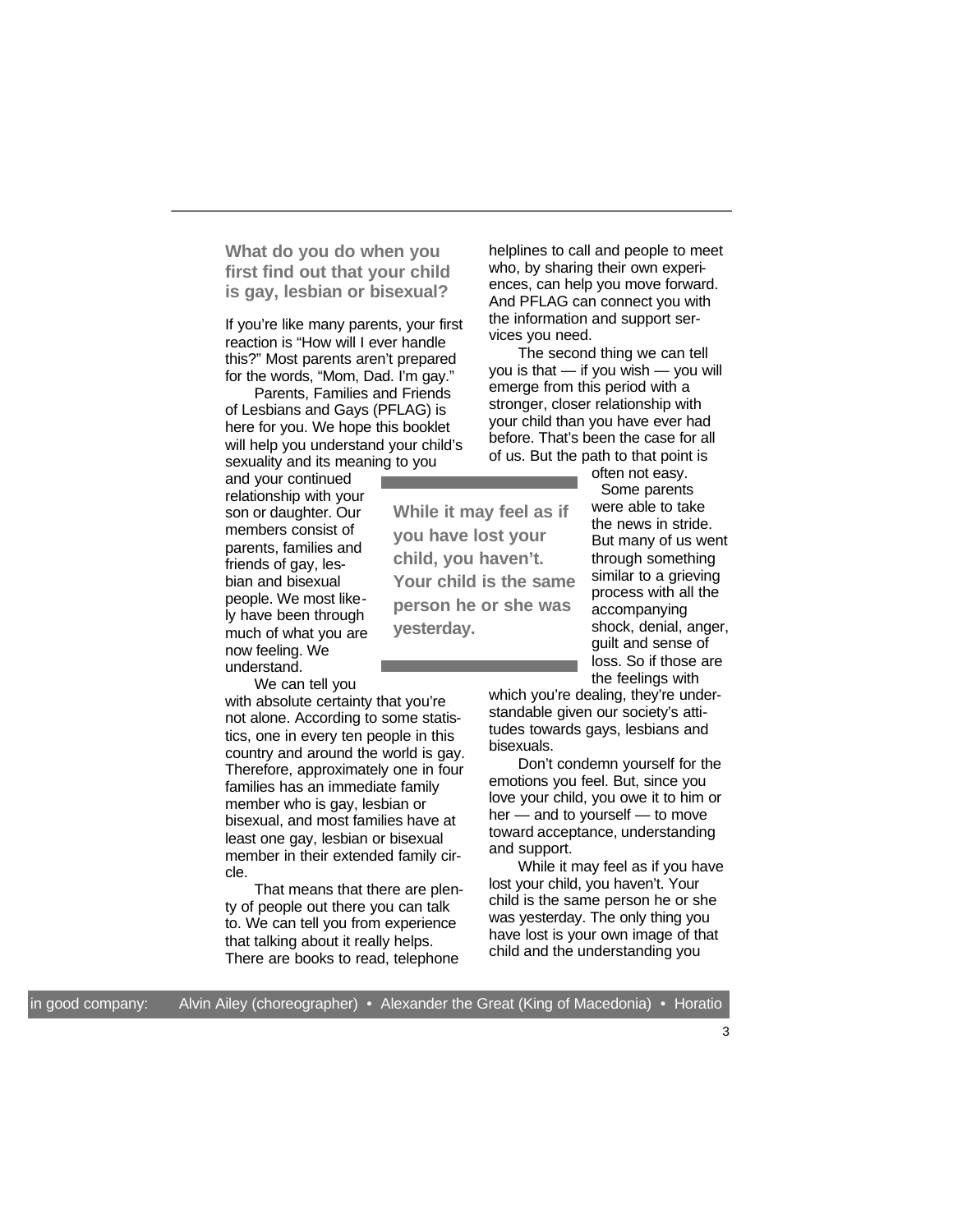## What do you do when you first find out that your child is gay, lesbian or bisexual?

If you're like many parents, your first reaction is "How will I ever handle this?" Most parents aren't prepared for the words, "Mom, Dad. I'm gay."

Parents, Families and Friends of Lesbians and Gays (PFLAG) is here for you. We hope this booklet will help you understand your child's sexuality and its meaning to you and your continued relationship with your son or daughter. Our members consist of parents, families and friends of gay, lesbian and bisexual people. We most likely have been through much of what you are now feeling. We understand.

We can tell you with absolute certainty that you're not alone. According to some statistics, one in every ten people in this country and around the world is gay. Therefore, approximately one in four families has an immediate family member who is gay, lesbian or bisexual, and most families have at least one gay, lesbian or bisexual member in their extended family circle.

That means that there are plenty of people out there you can talk to. We can tell you from experience that talking about it really helps. There are books to read, telephone helplines to call and people to meet who, by sharing their own experiences, can help you move forward. And PFLAG can connect you with the information and support services you need.

The second thing we can tell you is that — if you wish — you will emerge from this period with a stronger, closer relationship with your child than you have ever had before. That's been the case for all of us. But the path to that point is often not easy.

**While it may feel as if you have lost your child, you haven't. Your child is the same person he or she was yesterday.**

Some parents were able to take the news in stride. But many of us went through something similar to a grieving process with all the accompanying shock, denial, anger, guilt and sense of loss. So if those are the feelings with which you're dealing, they're understandable given our society's attitudes towards gays, lesbians and bisexuals.

Don't condemn yourself for the emotions you feel. But, since you love your child, you owe it to him or her — and to yourself — to move toward acceptance, understanding and support.

While it may feel as if you have lost your child, you haven't. Your child is the same person he or she was yesterday. The only thing you have lost is your own image of that child and the understanding you

in good company: Alvin Ailey (choreographer) • Alexander the Great (King of Macedonia) • Horatio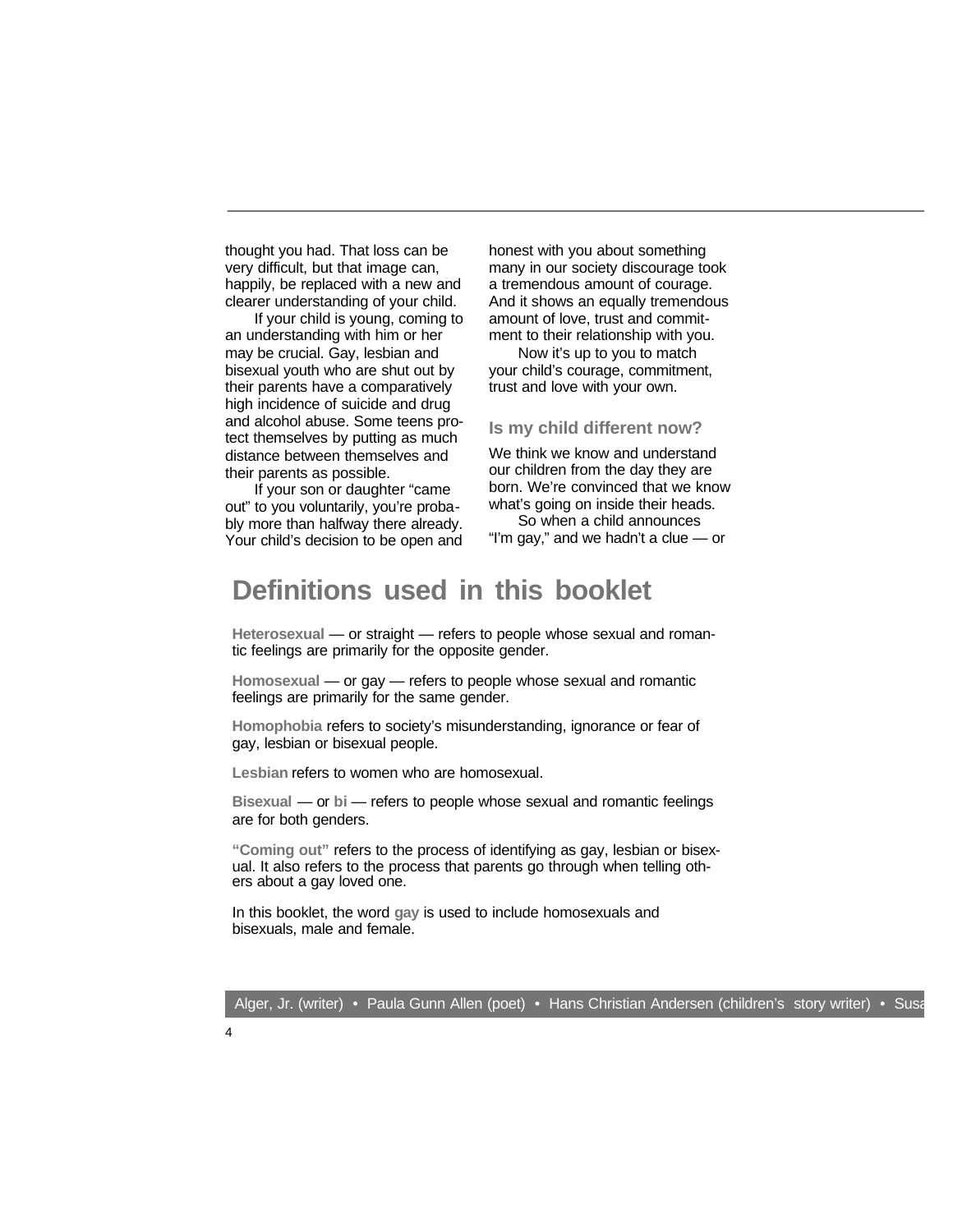thought you had. That loss can be very difficult, but that image can, happily, be replaced with a new and clearer understanding of your child.

If your child is young, coming to an understanding with him or her may be crucial. Gay, lesbian and bisexual youth who are shut out by their parents have a comparatively high incidence of suicide and drug and alcohol abuse. Some teens protect themselves by putting as much distance between themselves and their parents as possible.

If your son or daughter "came out" to you voluntarily, you're probably more than halfway there already. Your child's decision to be open and honest with you about something many in our society discourage took a tremendous amount of courage. And it shows an equally tremendous amount of love, trust and commitment to their relationship with you.

Now it's up to you to match your child's courage, commitment, trust and love with your own.

### Is my child different now?

We think we know and understand our children from the day they are born. We're convinced that we know what's going on inside their heads.

So when a child announces "I'm gay," and we hadn't a clue — or

## Definitions used in this booklet

**Heterosexual** — or straight — refers to people whose sexual and romantic feelings are primarily for the opposite gender.

**Homosexual** — or gay — refers to people whose sexual and romantic feelings are primarily for the same gender.

**Homophobia** refers to society's misunderstanding, ignorance or fear of gay, lesbian or bisexual people.

**Lesbian** refers to women who are homosexual.

**Bisexual** — or **bi** — refers to people whose sexual and romantic feelings are for both genders.

**"Coming out"** refers to the process of identifying as gay, lesbian or bisexual. It also refers to the process that parents go through when telling others about a gay loved one.

In this booklet, the word **gay** is used to include homosexuals and bisexuals, male and female.

Alger, Jr. (writer) • Paula Gunn Allen (poet) • Hans Christian Andersen (children's story writer) • Susa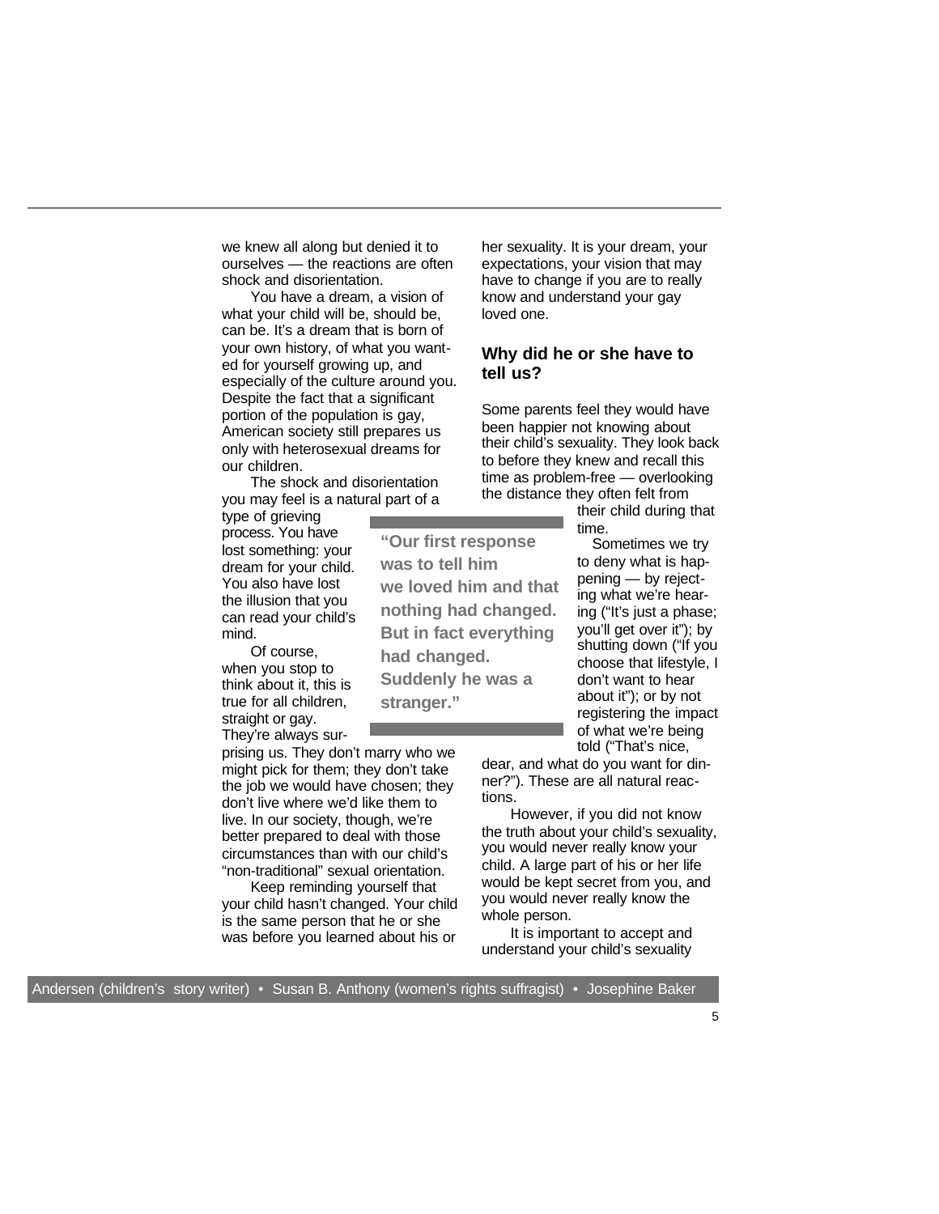we knew all along but denied it to ourselves — the reactions are often shock and disorientation.

You have a dream, a vision of what your child will be, should be, can be. It's a dream that is born of your own history, of what you wanted for yourself growing up, and especially of the culture around you. Despite the fact that a significant portion of the population is gay, American society still prepares us only with heterosexual dreams for our children.

The shock and disorientation you may feel is a natural part of a type of grieving process. You have lost something: your dream for your child. You also have lost the illusion that you can read your child's mind.

Of course, when you stop to think about it, this is true for all children, straight or gay. They're always surprising us. They don't marry who we might pick for them; they don't take the job we would have chosen; they don't live where we'd like them to live. In our society, though, we're better prepared to deal with those circumstances than with our child's "non-traditional" sexual orientation.

Keep reminding yourself that your child hasn't changed. Your child is the same person that he or she was before you learned about his or her sexuality. It is your dream, your expectations, your vision that may have to change if you are to really know and understand your gay loved one.

**"Our first response was to tell him we loved him and that nothing had changed. But in fact everything had changed. Suddenly he was a stranger."**

## Why did he or she have to tell us?

Some parents feel they would have been happier not knowing about their child's sexuality. They look back to before they knew and recall this time as problem-free — overlooking the distance they often felt from their child during that time.

Sometimes we try to deny what is happening — by rejecting what we're hearing ("It's just a phase; you'll get over it"); by shutting down ("If you choose that lifestyle, I don't want to hear about it"); or by not registering the impact of what we're being told ("That's nice, dear, and what do you want for dinner?"). These are all natural reactions.

However, if you did not know the truth about your child's sexuality, you would never really know your child. A large part of his or her life would be kept secret from you, and you would never really know the whole person.

It is important to accept and understand your child's sexuality

Andersen (children's story writer) • Susan B. Anthony (women's rights suffragist) • Josephine Baker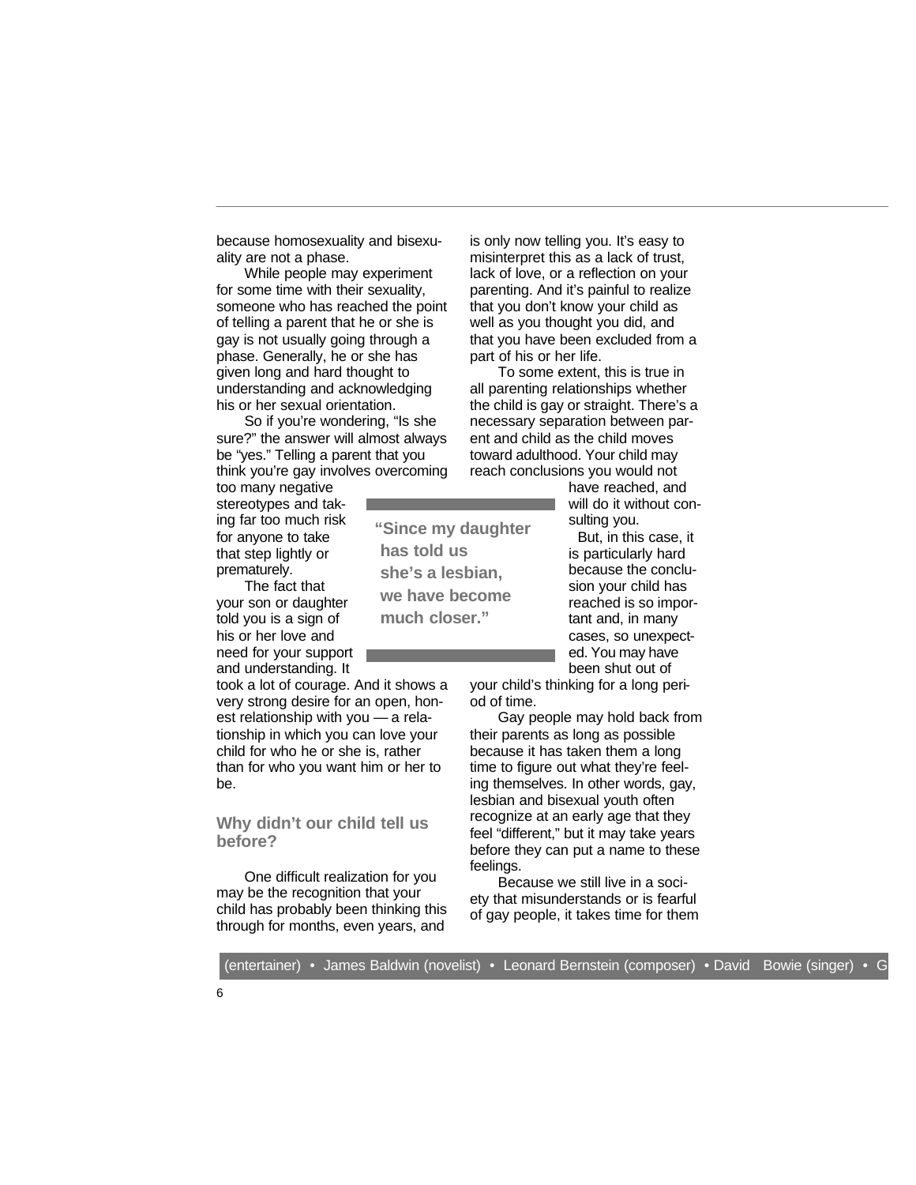because homosexuality and bisexuality are not a phase.

While people may experiment for some time with their sexuality, someone who has reached the point of telling a parent that he or she is gay is not usually going through a phase. Generally, he or she has given long and hard thought to understanding and acknowledging his or her sexual orientation.

So if you're wondering, "Is she sure?" the answer will almost always be "yes." Telling a parent that you think you're gay involves overcoming too many negative stereotypes and taking far too much risk for anyone to take that step lightly or prematurely.

The fact that your son or daughter told you is a sign of his or her love and need for your support and understanding. It took a lot of courage. And it shows a very strong desire for an open, honest relationship with you — a relationship in which you can love your child for who he or she is, rather than for who you want him or her to be.

> **"Since my daughter has told us she's a lesbian, we have become much closer."**

## Why didn't our child tell us before?

One difficult realization for you may be the recognition that your child has probably been thinking this through for months, even years, and is only now telling you. It's easy to misinterpret this as a lack of trust, lack of love, or a reflection on your parenting. And it's painful to realize that you don't know your child as well as you thought you did, and that you have been excluded from a part of his or her life.

To some extent, this is true in all parenting relationships whether the child is gay or straight. There's a necessary separation between parent and child as the child moves toward adulthood. Your child may reach conclusions you would not have reached, and will do it without consulting you.

But, in this case, it is particularly hard because the conclusion your child has reached is so important and, in many cases, so unexpected. You may have been shut out of your child's thinking for a long period of time.

Gay people may hold back from their parents as long as possible because it has taken them a long time to figure out what they're feeling themselves. In other words, gay, lesbian and bisexual youth often recognize at an early age that they feel "different," but it may take years before they can put a name to these feelings.

Because we still live in a society that misunderstands or is fearful of gay people, it takes time for them

(entertainer) • James Baldwin (novelist) • Leonard Bernstein (composer) • David Bowie (singer) • G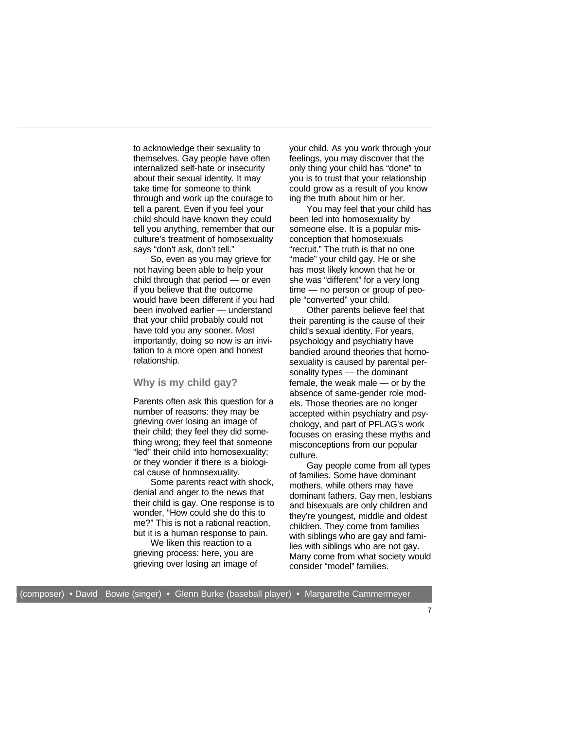to acknowledge their sexuality to themselves. Gay people have often internalized self-hate or insecurity about their sexual identity. It may take time for someone to think through and work up the courage to tell a parent. Even if you feel your child should have known they could tell you anything, remember that our culture's treatment of homosexuality says "don't ask, don't tell."

So, even as you may grieve for not having been able to help your child through that period — or even if you believe that the outcome would have been different if you had been involved earlier — understand that your child probably could not have told you any sooner. Most importantly, doing so now is an invitation to a more open and honest relationship.

## Why is my child gay?

Parents often ask this question for a number of reasons: they may be grieving over losing an image of their child; they feel they did something wrong; they feel that someone "led" their child into homosexuality; or they wonder if there is a biological cause of homosexuality.

Some parents react with shock, denial and anger to the news that their child is gay. One response is to wonder, "How could she do this to me?" This is not a rational reaction, but it is a human response to pain.

We liken this reaction to a grieving process: here, you are grieving over losing an image of your child. As you work through your feelings, you may discover that the only thing your child has "done" to you is to trust that your relationship could grow as a result of you knowing the truth about him or her.

You may feel that your child has been led into homosexuality by someone else. It is a popular misconception that homosexuals "recruit." The truth is that no one "made" your child gay. He or she has most likely known that he or she was "different" for a very long time — no person or group of people "converted" your child.

Other parents believe feel that their parenting is the cause of their child's sexual identity. For years, psychology and psychiatry have bandied around theories that homosexuality is caused by parental personality types — the dominant female, the weak male — or by the absence of same-gender role models. Those theories are no longer accepted within psychiatry and psychology, and part of PFLAG's work focuses on erasing these myths and misconceptions from our popular culture.

Gay people come from all types of families. Some have dominant mothers, while others may have dominant fathers. Gay men, lesbians and bisexuals are only children and they're youngest, middle and oldest children. They come from families with siblings who are gay and families with siblings who are not gay. Many come from what society would consider "model" families.

(composer) • David Bowie (singer) • Glenn Burke (baseball player) • Margarethe Cammermeyer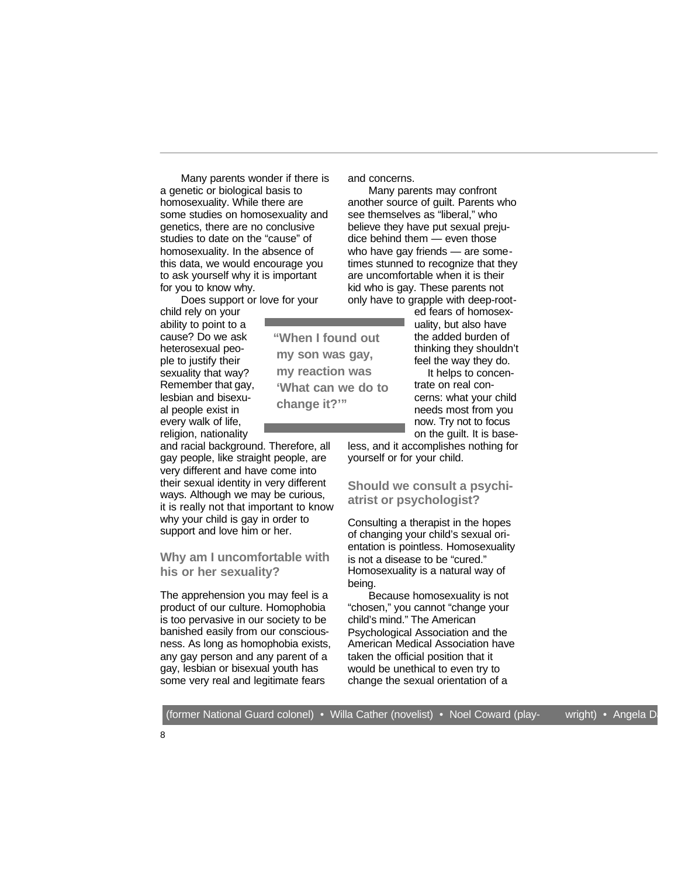Many parents wonder if there is a genetic or biological basis to homosexuality. While there are some studies on homosexuality and genetics, there are no conclusive studies to date on the "cause" of homosexuality. In the absence of this data, we would encourage you to ask yourself why it is important for you to know why.

Does support or love for your child rely on your ability to point to a cause? Do we ask heterosexual people to justify their sexuality that way? Remember that gay, lesbian and bisexual people exist in every walk of life, religion, nationality and racial background. Therefore, all gay people, like straight people, are very different and have come into their sexual identity in very different ways. Although we may be curious, it is really not that important to know why your child is gay in order to support and love him or her.

**"When I found out my son was gay, my reaction was 'What can we do to change it?'"**

## Why am I uncomfortable with his or her sexuality?

The apprehension you may feel is a product of our culture. Homophobia is too pervasive in our society to be banished easily from our consciousness. As long as homophobia exists, any gay person and any parent of a gay, lesbian or bisexual youth has some very real and legitimate fears and concerns.

Many parents may confront another source of guilt. Parents who see themselves as "liberal," who believe they have put sexual prejudice behind them — even those who have gay friends — are sometimes stunned to recognize that they are uncomfortable when it is their kid who is gay. These parents not only have to grapple with deep-rooted fears of homosexuality, but also have the added burden of thinking they shouldn't feel the way they do.

It helps to concentrate on real concerns: what your child needs most from you now. Try not to focus on the guilt. It is baseless, and it accomplishes nothing for yourself or for your child.

## Should we consult a psychiatrist or psychologist?

Consulting a therapist in the hopes of changing your child's sexual orientation is pointless. Homosexuality is not a disease to be "cured." Homosexuality is a natural way of being.

Because homosexuality is not "chosen," you cannot "change your child's mind." The American Psychological Association and the American Medical Association have taken the official position that it would be unethical to even try to change the sexual orientation of a

(former National Guard colonel) • Willa Cather (novelist) • Noel Coward (playwright) • Angela D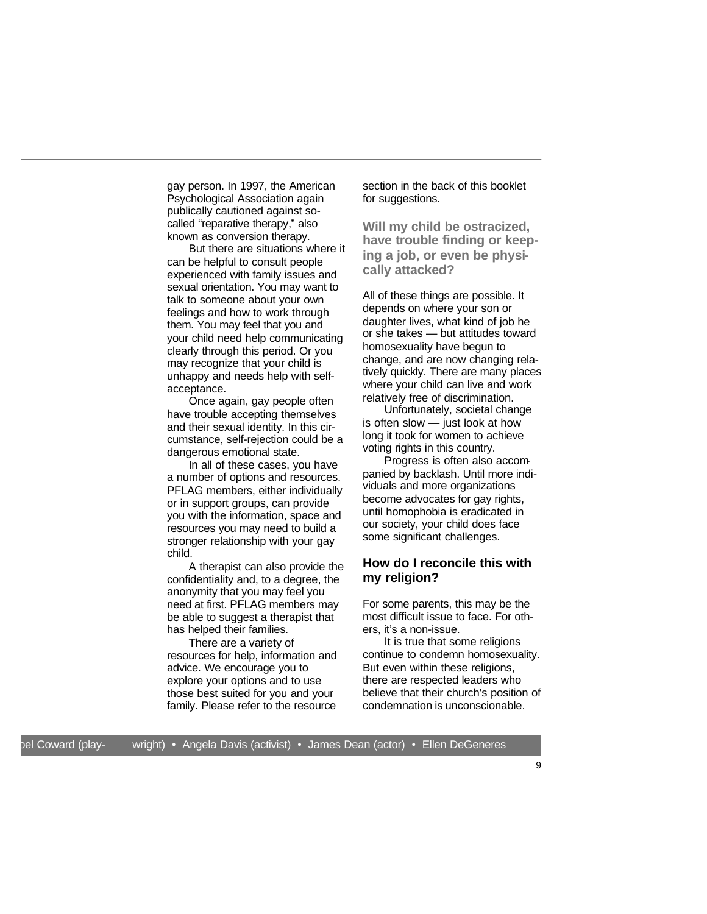gay person. In 1997, the American Psychological Association again publically cautioned against so-called "reparative therapy," also known as conversion therapy.

But there are situations where it can be helpful to consult people experienced with family issues and sexual orientation. You may want to talk to someone about your own feelings and how to work through them. You may feel that you and your child need help communicating clearly through this period. Or you may recognize that your child is unhappy and needs help with self-acceptance.

Once again, gay people often have trouble accepting themselves and their sexual identity. In this circumstance, self-rejection could be a dangerous emotional state.

In all of these cases, you have a number of options and resources. PFLAG members, either individually or in support groups, can provide you with the information, space and resources you may need to build a stronger relationship with your gay child.

A therapist can also provide the confidentiality and, to a degree, the anonymity that you may feel you need at first. PFLAG members may be able to suggest a therapist that has helped their families.

There are a variety of resources for help, information and advice. We encourage you to explore your options and to use those best suited for you and your family. Please refer to the resource section in the back of this booklet for suggestions.

### Will my child be ostracized, have trouble finding or keeping a job, or even be physically attacked?

All of these things are possible. It depends on where your son or daughter lives, what kind of job he or she takes — but attitudes toward homosexuality have begun to change, and are now changing relatively quickly. There are many places where your child can live and work relatively free of discrimination.

Unfortunately, societal change is often slow — just look at how long it took for women to achieve voting rights in this country.

Progress is often also accompanied by backlash. Until more individuals and more organizations become advocates for gay rights, until homophobia is eradicated in our society, your child does face some significant challenges.

### How do I reconcile this with my religion?

For some parents, this may be the most difficult issue to face. For others, it's a non-issue.

It is true that some religions continue to condemn homosexuality. But even within these religions, there are respected leaders who believe that their church's position of condemnation is unconscionable.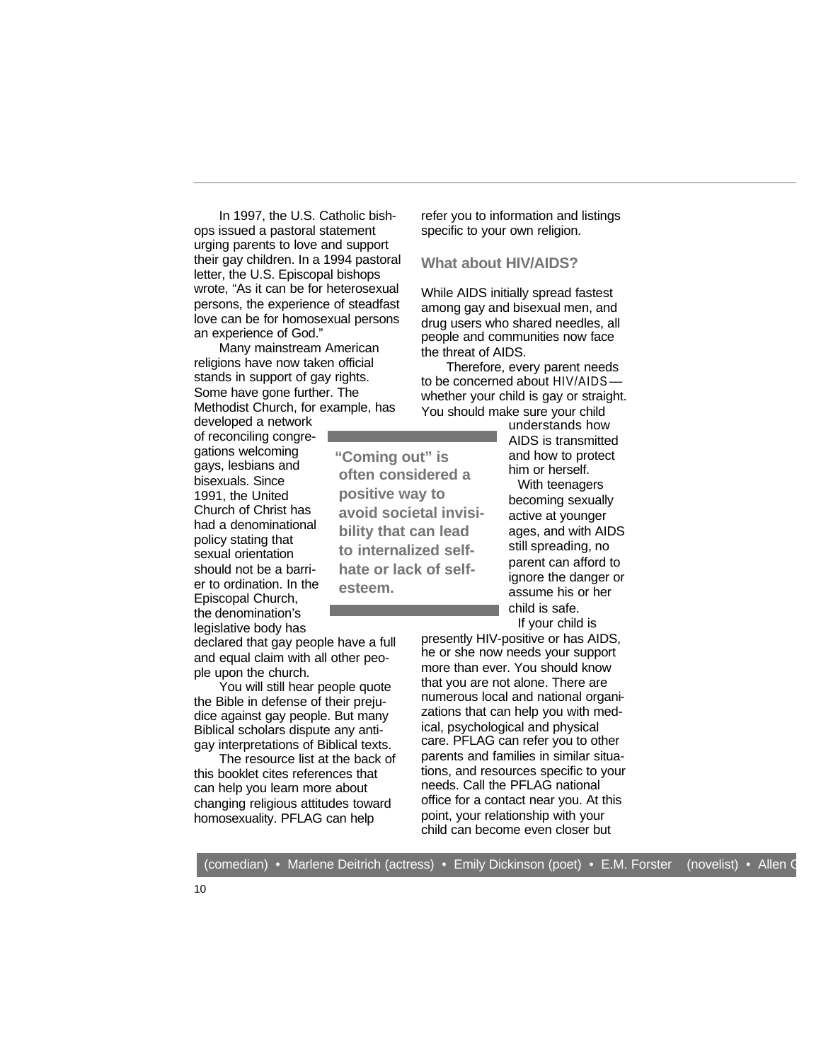In 1997, the U.S. Catholic bishops issued a pastoral statement urging parents to love and support their gay children. In a 1994 pastoral letter, the U.S. Episcopal bishops wrote, "As it can be for heterosexual persons, the experience of steadfast love can be for homosexual persons an experience of God."

Many mainstream American religions have now taken official stands in support of gay rights. Some have gone further. The Methodist Church, for example, has developed a network of reconciling congregations welcoming gays, lesbians and bisexuals. Since 1991, the United Church of Christ has had a denominational policy stating that sexual orientation should not be a barrier to ordination. In the Episcopal Church, the denomination's legislative body has declared that gay people have a full and equal claim with all other people upon the church.

You will still hear people quote the Bible in defense of their prejudice against gay people. But many Biblical scholars dispute any anti-gay interpretations of Biblical texts.

The resource list at the back of this booklet cites references that can help you learn more about changing religious attitudes toward homosexuality. PFLAG can help refer you to information and listings specific to your own religion.

**"Coming out" is often considered a positive way to avoid societal invisibility that can lead to internalized self-hate or lack of self-esteem.**

### What about HIV/AIDS?

While AIDS initially spread fastest among gay and bisexual men, and drug users who shared needles, all people and communities now face the threat of AIDS.

Therefore, every parent needs to be concerned about HIV/AIDS— whether your child is gay or straight. You should make sure your child understands how AIDS is transmitted and how to protect him or herself.

With teenagers becoming sexually active at younger ages, and with AIDS still spreading, no parent can afford to ignore the danger or assume his or her child is safe.

If your child is presently HIV-positive or has AIDS, he or she now needs your support more than ever. You should know that you are not alone. There are numerous local and national organizations that can help you with medical, psychological and physical care. PFLAG can refer you to other parents and families in similar situations, and resources specific to your needs. Call the PFLAG national office for a contact near you. At this point, your relationship with your child can become even closer but

(comedian) • Marlene Deitrich (actress) • Emily Dickinson (poet) • E.M. Forster (novelist) • Allen G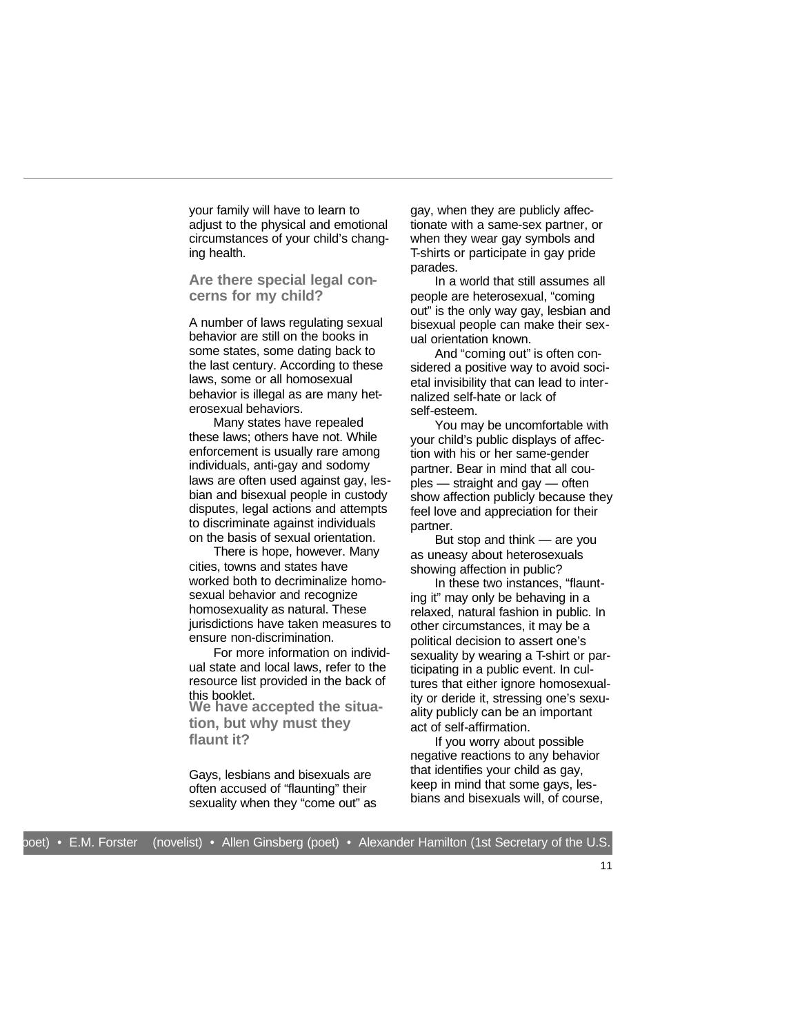your family will have to learn to adjust to the physical and emotional circumstances of your child's changing health.

### Are there special legal concerns for my child?

A number of laws regulating sexual behavior are still on the books in some states, some dating back to the last century. According to these laws, some or all homosexual behavior is illegal as are many heterosexual behaviors.

Many states have repealed these laws; others have not. While enforcement is usually rare among individuals, anti-gay and sodomy laws are often used against gay, lesbian and bisexual people in custody disputes, legal actions and attempts to discriminate against individuals on the basis of sexual orientation.

There is hope, however. Many cities, towns and states have worked both to decriminalize homosexual behavior and recognize homosexuality as natural. These jurisdictions have taken measures to ensure non-discrimination.

For more information on individual state and local laws, refer to the resource list provided in the back of this booklet.

### We have accepted the situation, but why must they flaunt it?

Gays, lesbians and bisexuals are often accused of "flaunting" their sexuality when they "come out" as gay, when they are publicly affectionate with a same-sex partner, or when they wear gay symbols and T-shirts or participate in gay pride parades.

In a world that still assumes all people are heterosexual, "coming out" is the only way gay, lesbian and bisexual people can make their sexual orientation known.

And "coming out" is often considered a positive way to avoid societal invisibility that can lead to internalized self-hate or lack of self-esteem.

You may be uncomfortable with your child's public displays of affection with his or her same-gender partner. Bear in mind that all couples — straight and gay — often show affection publicly because they feel love and appreciation for their partner.

But stop and think — are you as uneasy about heterosexuals showing affection in public?

In these two instances, "flaunting it" may only be behaving in a relaxed, natural fashion in public. In other circumstances, it may be a political decision to assert one's sexuality by wearing a T-shirt or participating in a public event. In cultures that either ignore homosexuality or deride it, stressing one's sexuality publicly can be an important act of self-affirmation.

If you worry about possible negative reactions to any behavior that identifies your child as gay, keep in mind that some gays, lesbians and bisexuals will, of course,

poet) • E.M. Forster (novelist) • Allen Ginsberg (poet) • Alexander Hamilton (1st Secretary of the U.S.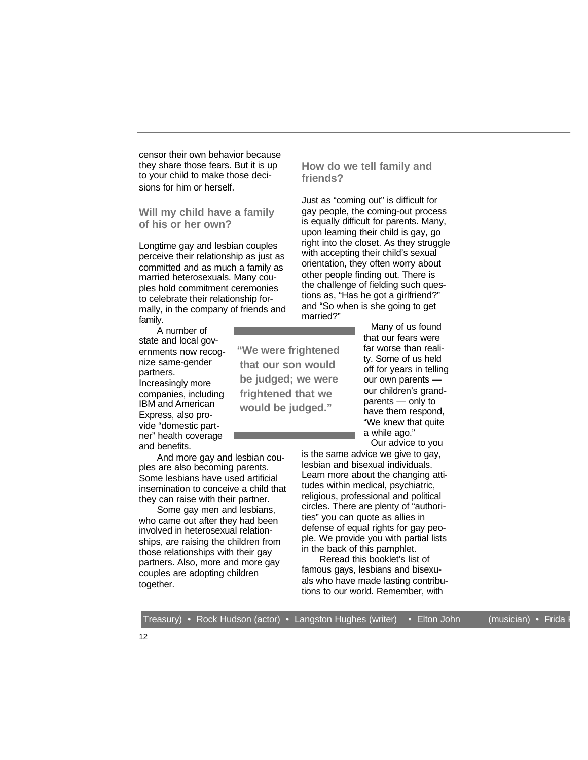censor their own behavior because they share those fears. But it is up to your child to make those decisions for him or herself.

## Will my child have a family of his or her own?

Longtime gay and lesbian couples perceive their relationship as just as committed and as much a family as married heterosexuals. Many couples hold commitment ceremonies to celebrate their relationship formally, in the company of friends and family.

A number of state and local governments now recognize same-gender partners. Increasingly more companies, including IBM and American Express, also provide "domestic partner" health coverage and benefits.

And more gay and lesbian couples are also becoming parents. Some lesbians have used artificial insemination to conceive a child that they can raise with their partner.

Some gay men and lesbians, who came out after they had been involved in heterosexual relationships, are raising the children from those relationships with their gay partners. Also, more and more gay couples are adopting children together.

> **"We were frightened that our son would be judged; we were frightened that we would be judged."**

## How do we tell family and friends?

Just as "coming out" is difficult for gay people, the coming-out process is equally difficult for parents. Many, upon learning their child is gay, go right into the closet. As they struggle with accepting their child's sexual orientation, they often worry about other people finding out. There is the challenge of fielding such questions as, "Has he got a girlfriend?" and "So when is she going to get married?"

Many of us found that our fears were far worse than reality. Some of us held off for years in telling our own parents — our children's grandparents — only to have them respond, "We knew that quite a while ago."

Our advice to you is the same advice we give to gay, lesbian and bisexual individuals. Learn more about the changing attitudes within medical, psychiatric, religious, professional and political circles. There are plenty of "authorities" you can quote as allies in defense of equal rights for gay people. We provide you with partial lists in the back of this pamphlet.

Reread this booklet's list of famous gays, lesbians and bisexuals who have made lasting contributions to our world. Remember, with

Treasury) • Rock Hudson (actor) • Langston Hughes (writer) • Elton John (musician) • Frida K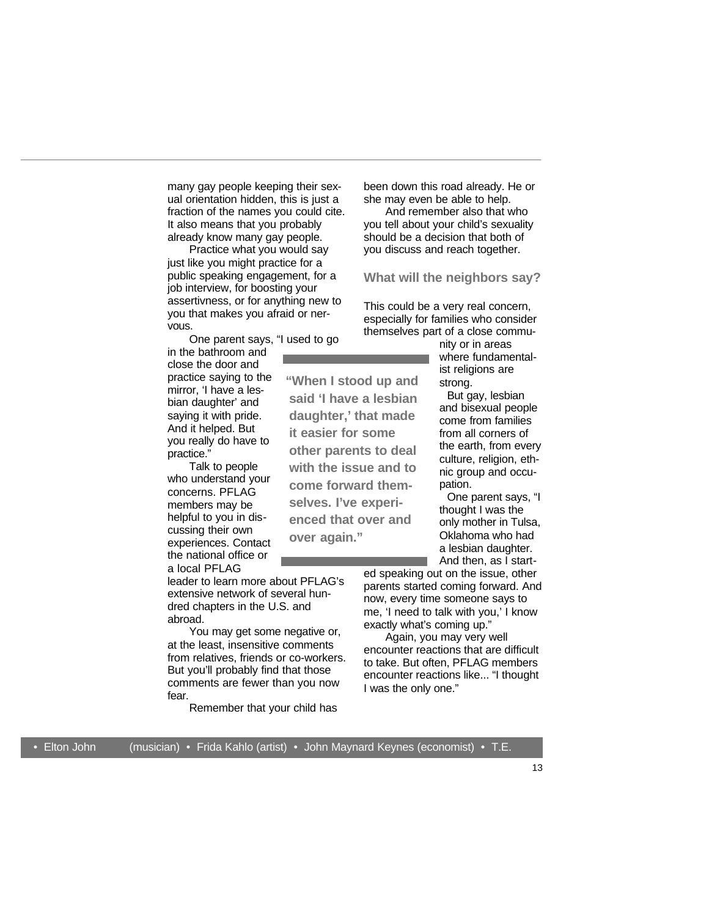many gay people keeping their sexual orientation hidden, this is just a fraction of the names you could cite. It also means that you probably already know many gay people.

Practice what you would say just like you might practice for a public speaking engagement, for a job interview, for boosting your assertivness, or for anything new to you that makes you afraid or nervous.

One parent says, "I used to go in the bathroom and close the door and practice saying to the mirror, 'I have a lesbian daughter' and saying it with pride. And it helped. But you really do have to practice."

Talk to people who understand your concerns. PFLAG members may be helpful to you in discussing their own experiences. Contact the national office or a local PFLAG leader to learn more about PFLAG's extensive network of several hundred chapters in the U.S. and abroad.

You may get some negative or, at the least, insensitive comments from relatives, friends or co-workers. But you'll probably find that those comments are fewer than you now fear.

Remember that your child has been down this road already. He or she may even be able to help.

And remember also that who you tell about your child's sexuality should be a decision that both of you discuss and reach together.

**"When I stood up and said 'I have a lesbian daughter,' that made it easier for some other parents to deal with the issue and to come forward themselves. I've experienced that over and over again."**

### What will the neighbors say?

This could be a very real concern, especially for families who consider themselves part of a close community or in areas where fundamentalist religions are strong.

But gay, lesbian and bisexual people come from families from all corners of the earth, from every culture, religion, ethnic group and occupation.

One parent says, "I thought I was the only mother in Tulsa, Oklahoma who had a lesbian daughter. And then, as I started speaking out on the issue, other parents started coming forward. And now, every time someone says to me, 'I need to talk with you,' I know exactly what's coming up."

Again, you may very well encounter reactions that are difficult to take. But often, PFLAG members encounter reactions like... "I thought I was the only one."

• Elton John (musician) • Frida Kahlo (artist) • John Maynard Keynes (economist) • T.E.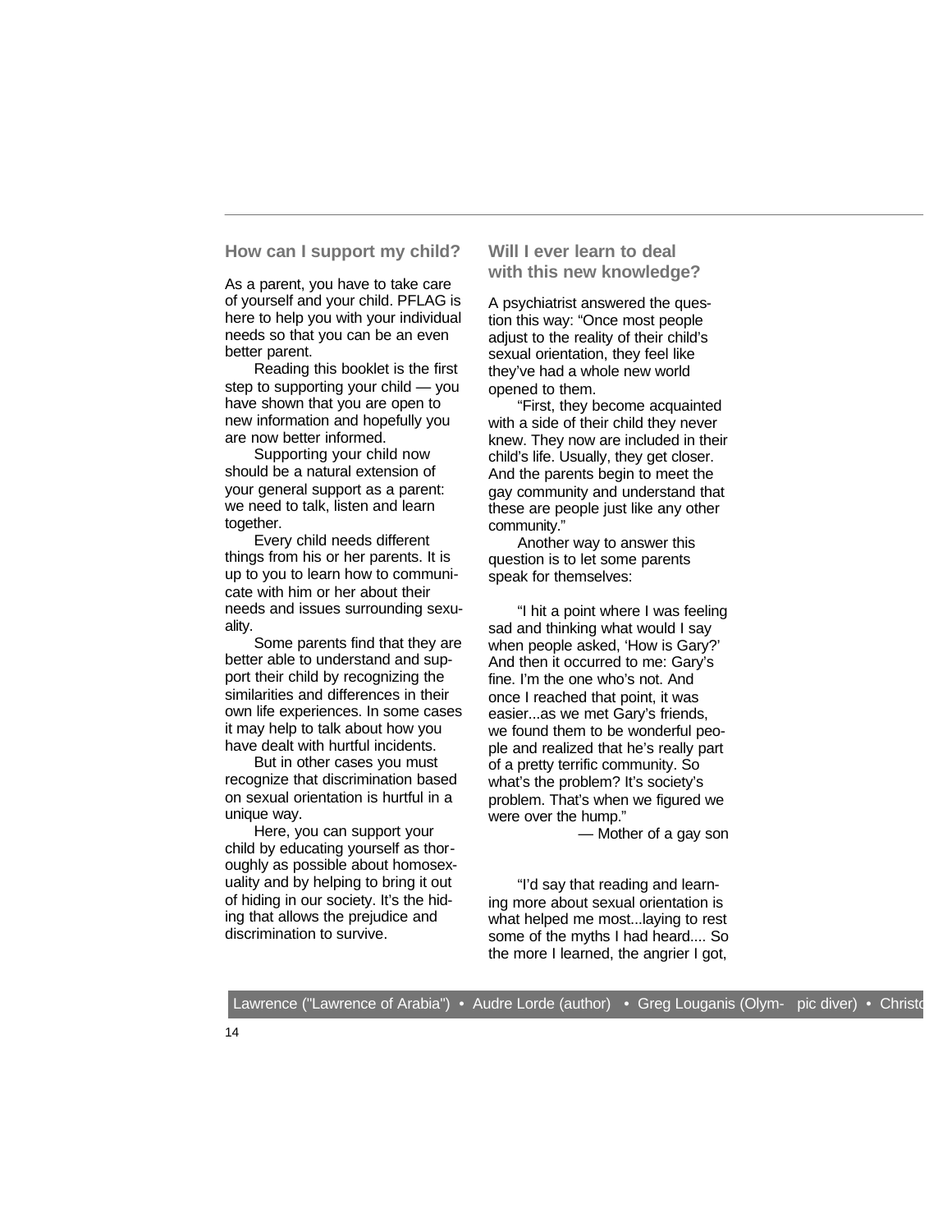## How can I support my child?

As a parent, you have to take care of yourself and your child. PFLAG is here to help you with your individual needs so that you can be an even better parent.

Reading this booklet is the first step to supporting your child — you have shown that you are open to new information and hopefully you are now better informed.

Supporting your child now should be a natural extension of your general support as a parent: we need to talk, listen and learn together.

Every child needs different things from his or her parents. It is up to you to learn how to communicate with him or her about their needs and issues surrounding sexuality.

Some parents find that they are better able to understand and support their child by recognizing the similarities and differences in their own life experiences. In some cases it may help to talk about how you have dealt with hurtful incidents.

But in other cases you must recognize that discrimination based on sexual orientation is hurtful in a unique way.

Here, you can support your child by educating yourself as thoroughly as possible about homosexuality and by helping to bring it out of hiding in our society. It's the hiding that allows the prejudice and discrimination to survive.

## Will I ever learn to deal with this new knowledge?

A psychiatrist answered the question this way: "Once most people adjust to the reality of their child's sexual orientation, they feel like they've had a whole new world opened to them.

"First, they become acquainted with a side of their child they never knew. They now are included in their child's life. Usually, they get closer. And the parents begin to meet the gay community and understand that these are people just like any other community."

Another way to answer this question is to let some parents speak for themselves:

"I hit a point where I was feeling sad and thinking what would I say when people asked, 'How is Gary?' And then it occurred to me: Gary's fine. I'm the one who's not. And once I reached that point, it was easier...as we met Gary's friends, we found them to be wonderful people and realized that he's really part of a pretty terrific community. So what's the problem? It's society's problem. That's when we figured we were over the hump."

— Mother of a gay son

"I'd say that reading and learning more about sexual orientation is what helped me most...laying to rest some of the myths I had heard.... So the more I learned, the angrier I got,

Lawrence ("Lawrence of Arabia") • Audre Lorde (author) • Greg Louganis (Olympic diver) • Christo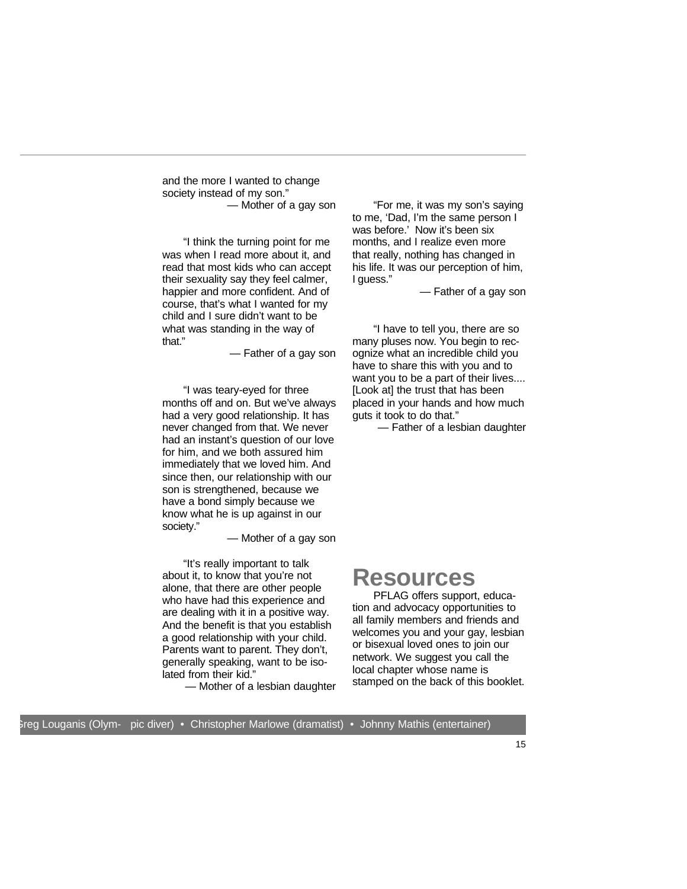and the more I wanted to change society instead of my son."

— Mother of a gay son

"I think the turning point for me was when I read more about it, and read that most kids who can accept their sexuality say they feel calmer, happier and more confident. And of course, that's what I wanted for my child and I sure didn't want to be what was standing in the way of that."

— Father of a gay son

"I was teary-eyed for three months off and on. But we've always had a very good relationship. It has never changed from that. We never had an instant's question of our love for him, and we both assured him immediately that we loved him. And since then, our relationship with our son is strengthened, because we have a bond simply because we know what he is up against in our society."

— Mother of a gay son

"It's really important to talk about it, to know that you're not alone, that there are other people who have had this experience and are dealing with it in a positive way. And the benefit is that you establish a good relationship with your child. Parents want to parent. They don't, generally speaking, want to be isolated from their kid."

— Mother of a lesbian daughter

"For me, it was my son's saying to me, 'Dad, I'm the same person I was before.' Now it's been six months, and I realize even more that really, nothing has changed in his life. It was our perception of him, I guess."

— Father of a gay son

"I have to tell you, there are so many pluses now. You begin to recognize what an incredible child you have to share this with you and to want you to be a part of their lives.... [Look at] the trust that has been placed in your hands and how much guts it took to do that."

— Father of a lesbian daughter

# Resources

PFLAG offers support, education and advocacy opportunities to all family members and friends and welcomes you and your gay, lesbian or bisexual loved ones to join our network. We suggest you call the local chapter whose name is stamped on the back of this booklet.

Greg Louganis (Olympic diver) • Christopher Marlowe (dramatist) • Johnny Mathis (entertainer)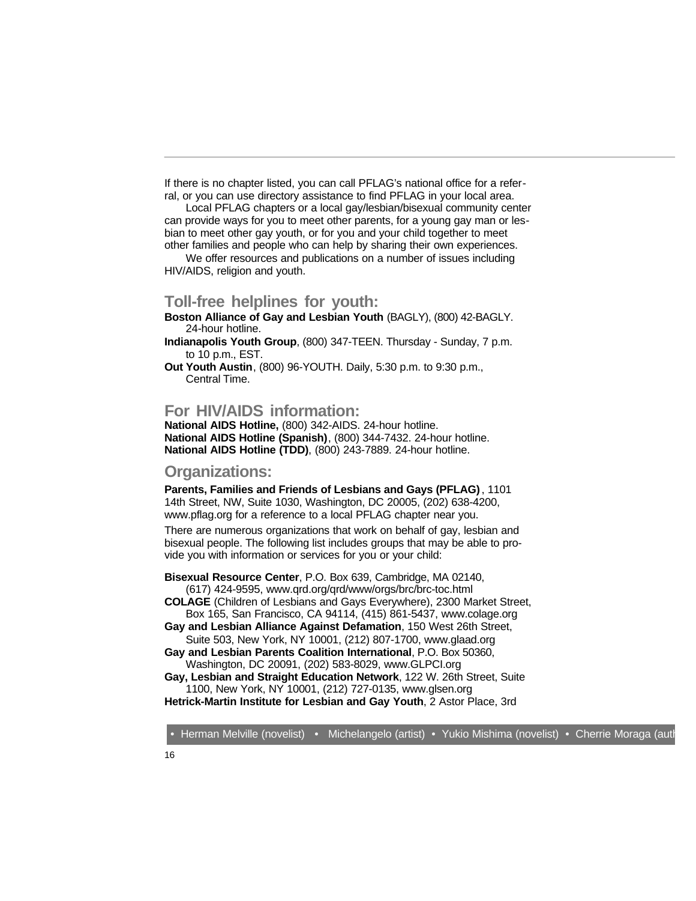If there is no chapter listed, you can call PFLAG's national office for a referral, or you can use directory assistance to find PFLAG in your local area.

Local PFLAG chapters or a local gay/lesbian/bisexual community center can provide ways for you to meet other parents, for a young gay man or lesbian to meet other gay youth, or for you and your child together to meet other families and people who can help by sharing their own experiences.

We offer resources and publications on a number of issues including HIV/AIDS, religion and youth.

## Toll-free helplines for youth:

**Boston Alliance of Gay and Lesbian Youth** (BAGLY), (800) 42-BAGLY. 24-hour hotline.

**Indianapolis Youth Group**, (800) 347-TEEN. Thursday - Sunday, 7 p.m. to 10 p.m., EST.

**Out Youth Austin**, (800) 96-YOUTH. Daily, 5:30 p.m. to 9:30 p.m., Central Time.

## For HIV/AIDS information:

**National AIDS Hotline,** (800) 342-AIDS. 24-hour hotline.
**National AIDS Hotline (Spanish)**, (800) 344-7432. 24-hour hotline.
**National AIDS Hotline (TDD)**, (800) 243-7889. 24-hour hotline.

## Organizations:

**Parents, Families and Friends of Lesbians and Gays (PFLAG)**, 1101 14th Street, NW, Suite 1030, Washington, DC 20005, (202) 638-4200, www.pflag.org for a reference to a local PFLAG chapter near you.

There are numerous organizations that work on behalf of gay, lesbian and bisexual people. The following list includes groups that may be able to provide you with information or services for you or your child:

**Bisexual Resource Center**, P.O. Box 639, Cambridge, MA 02140, (617) 424-9595, www.qrd.org/qrd/www/orgs/brc/brc-toc.html

**COLAGE** (Children of Lesbians and Gays Everywhere), 2300 Market Street, Box 165, San Francisco, CA 94114, (415) 861-5437, www.colage.org

**Gay and Lesbian Alliance Against Defamation**, 150 West 26th Street, Suite 503, New York, NY 10001, (212) 807-1700, www.glaad.org

**Gay and Lesbian Parents Coalition International**, P.O. Box 50360, Washington, DC 20091, (202) 583-8029, www.GLPCI.org

**Gay, Lesbian and Straight Education Network**, 122 W. 26th Street, Suite 1100, New York, NY 10001, (212) 727-0135, www.glsen.org

**Hetrick-Martin Institute for Lesbian and Gay Youth**, 2 Astor Place, 3rd

• Herman Melville (novelist) • Michelangelo (artist) • Yukio Mishima (novelist) • Cherrie Moraga (auth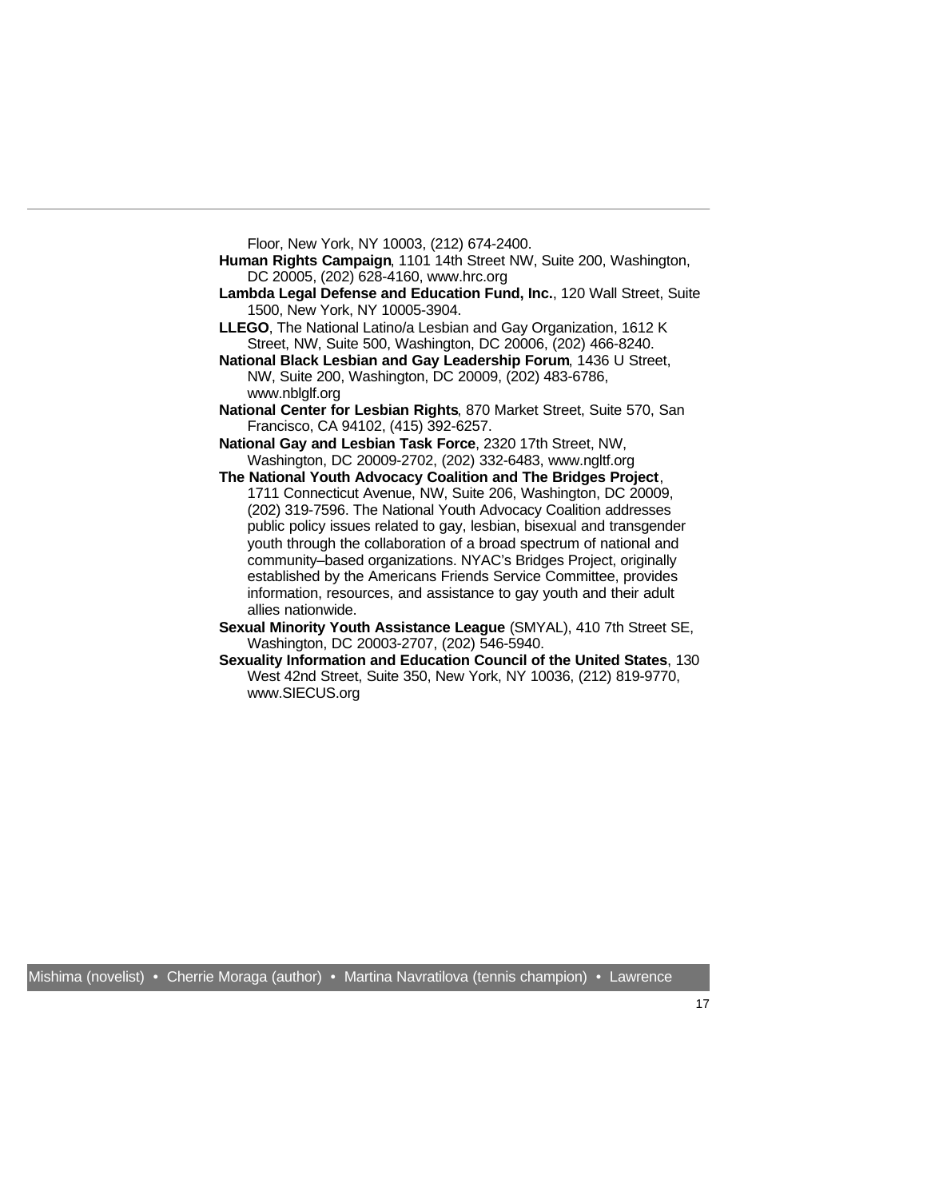Floor, New York, NY 10003, (212) 674-2400.

**Human Rights Campaign**, 1101 14th Street NW, Suite 200, Washington, DC 20005, (202) 628-4160, www.hrc.org

**Lambda Legal Defense and Education Fund, Inc.**, 120 Wall Street, Suite 1500, New York, NY 10005-3904.

**LLEGO**, The National Latino/a Lesbian and Gay Organization, 1612 K Street, NW, Suite 500, Washington, DC 20006, (202) 466-8240.

**National Black Lesbian and Gay Leadership Forum**, 1436 U Street, NW, Suite 200, Washington, DC 20009, (202) 483-6786, www.nblglf.org

**National Center for Lesbian Rights**, 870 Market Street, Suite 570, San Francisco, CA 94102, (415) 392-6257.

**National Gay and Lesbian Task Force**, 2320 17th Street, NW, Washington, DC 20009-2702, (202) 332-6483, www.ngltf.org

**The National Youth Advocacy Coalition and The Bridges Project**, 1711 Connecticut Avenue, NW, Suite 206, Washington, DC 20009, (202) 319-7596. The National Youth Advocacy Coalition addresses public policy issues related to gay, lesbian, bisexual and transgender youth through the collaboration of a broad spectrum of national and community–based organizations. NYAC's Bridges Project, originally established by the Americans Friends Service Committee, provides information, resources, and assistance to gay youth and their adult allies nationwide.

**Sexual Minority Youth Assistance League** (SMYAL), 410 7th Street SE, Washington, DC 20003-2707, (202) 546-5940.

**Sexuality Information and Education Council of the United States**, 130 West 42nd Street, Suite 350, New York, NY 10036, (212) 819-9770, www.SIECUS.org

Mishima (novelist) • Cherrie Moraga (author) • Martina Navratilova (tennis champion) • Lawrence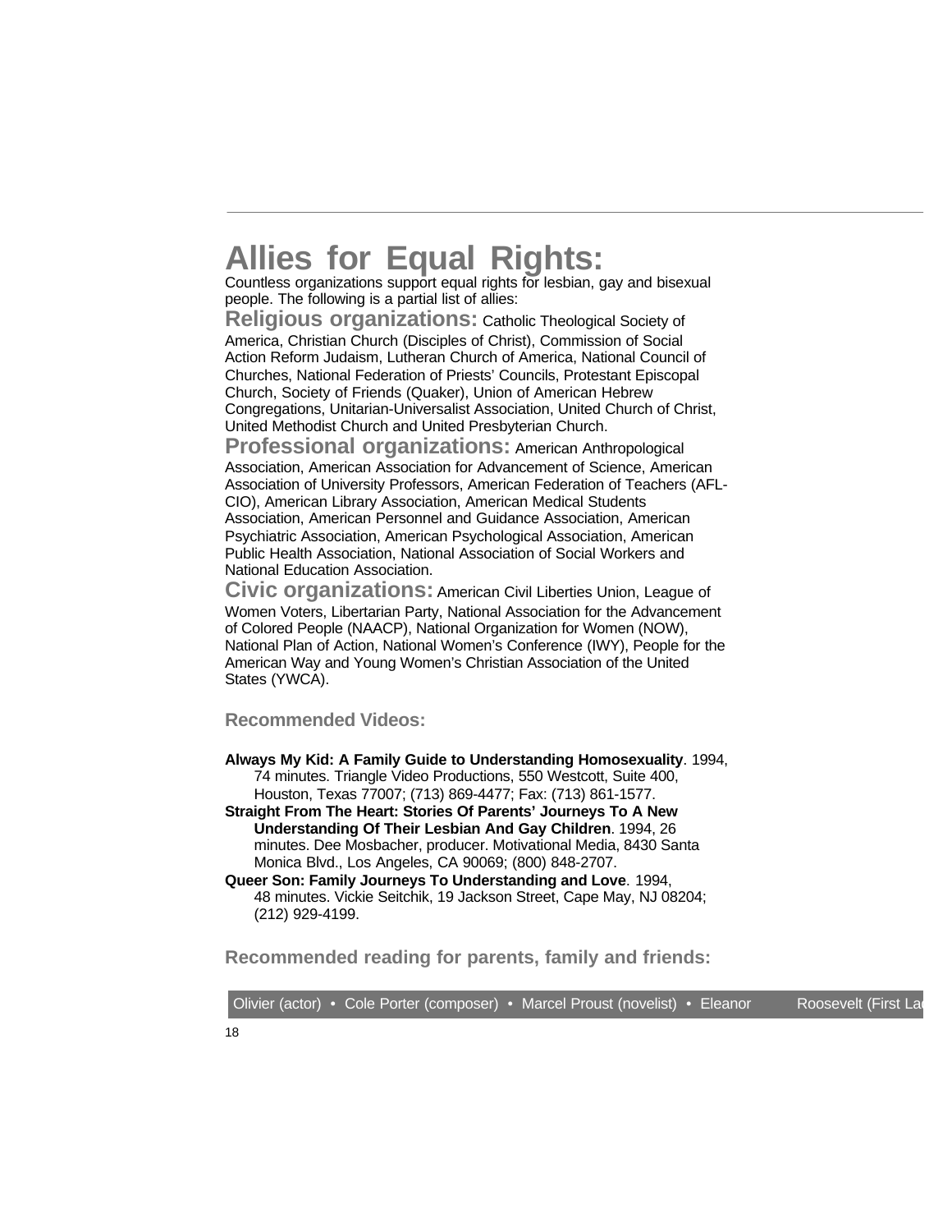# Allies for Equal Rights:

Countless organizations support equal rights for lesbian, gay and bisexual people. The following is a partial list of allies:

**Religious organizations:** Catholic Theological Society of America, Christian Church (Disciples of Christ), Commission of Social Action Reform Judaism, Lutheran Church of America, National Council of Churches, National Federation of Priests' Councils, Protestant Episcopal Church, Society of Friends (Quaker), Union of American Hebrew Congregations, Unitarian-Universalist Association, United Church of Christ, United Methodist Church and United Presbyterian Church.

**Professional organizations:** American Anthropological Association, American Association for Advancement of Science, American Association of University Professors, American Federation of Teachers (AFL-CIO), American Library Association, American Medical Students Association, American Personnel and Guidance Association, American Psychiatric Association, American Psychological Association, American Public Health Association, National Association of Social Workers and National Education Association.

**Civic organizations:** American Civil Liberties Union, League of Women Voters, Libertarian Party, National Association for the Advancement of Colored People (NAACP), National Organization for Women (NOW), National Plan of Action, National Women's Conference (IWY), People for the American Way and Young Women's Christian Association of the United States (YWCA).

## Recommended Videos:

**Always My Kid: A Family Guide to Understanding Homosexuality**. 1994, 74 minutes. Triangle Video Productions, 550 Westcott, Suite 400, Houston, Texas 77007; (713) 869-4477; Fax: (713) 861-1577.

**Straight From The Heart: Stories Of Parents' Journeys To A New Understanding Of Their Lesbian And Gay Children**. 1994, 26 minutes. Dee Mosbacher, producer. Motivational Media, 8430 Santa Monica Blvd., Los Angeles, CA 90069; (800) 848-2707.

**Queer Son: Family Journeys To Understanding and Love**. 1994, 48 minutes. Vickie Seitchik, 19 Jackson Street, Cape May, NJ 08204; (212) 929-4199.

## Recommended reading for parents, family and friends:

Olivier (actor) • Cole Porter (composer) • Marcel Proust (novelist) • Eleanor Roosevelt (First La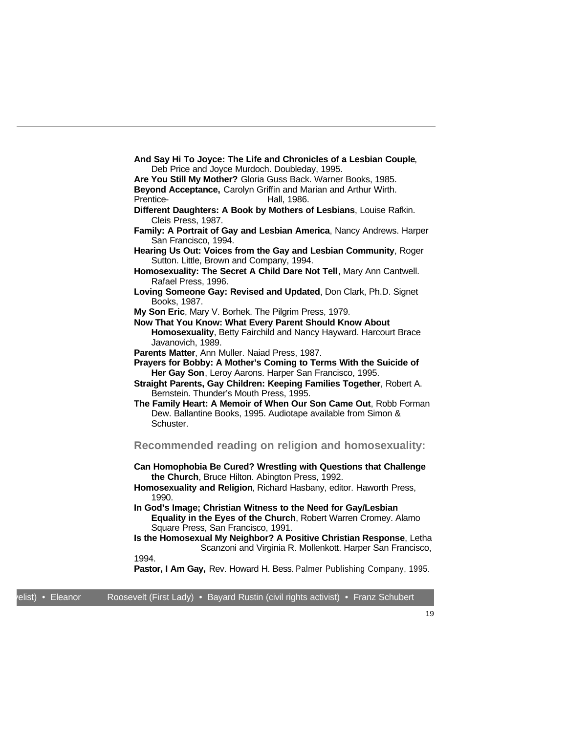**And Say Hi To Joyce: The Life and Chronicles of a Lesbian Couple**, Deb Price and Joyce Murdoch. Doubleday, 1995.

**Are You Still My Mother?** Gloria Guss Back. Warner Books, 1985.

**Beyond Acceptance,** Carolyn Griffin and Marian and Arthur Wirth. Prentice-Hall, 1986.

**Different Daughters: A Book by Mothers of Lesbians**, Louise Rafkin. Cleis Press, 1987.

**Family: A Portrait of Gay and Lesbian America**, Nancy Andrews. Harper San Francisco, 1994.

**Hearing Us Out: Voices from the Gay and Lesbian Community**, Roger Sutton. Little, Brown and Company, 1994.

**Homosexuality: The Secret A Child Dare Not Tell**, Mary Ann Cantwell. Rafael Press, 1996.

**Loving Someone Gay: Revised and Updated**, Don Clark, Ph.D. Signet Books, 1987.

**My Son Eric**, Mary V. Borhek. The Pilgrim Press, 1979.

**Now That You Know: What Every Parent Should Know About Homosexuality**, Betty Fairchild and Nancy Hayward. Harcourt Brace Javanovich, 1989.

**Parents Matter**, Ann Muller. Naiad Press, 1987.

**Prayers for Bobby: A Mother's Coming to Terms With the Suicide of Her Gay Son**, Leroy Aarons. Harper San Francisco, 1995.

**Straight Parents, Gay Children: Keeping Families Together**, Robert A. Bernstein. Thunder's Mouth Press, 1995.

**The Family Heart: A Memoir of When Our Son Came Out**, Robb Forman Dew. Ballantine Books, 1995. Audiotape available from Simon & Schuster.

## Recommended reading on religion and homosexuality:

**Can Homophobia Be Cured? Wrestling with Questions that Challenge the Church**, Bruce Hilton. Abington Press, 1992.

**Homosexuality and Religion**, Richard Hasbany, editor. Haworth Press, 1990.

**In God's Image; Christian Witness to the Need for Gay/Lesbian Equality in the Eyes of the Church**, Robert Warren Cromey. Alamo Square Press, San Francisco, 1991.

**Is the Homosexual My Neighbor? A Positive Christian Response**, Letha Scanzoni and Virginia R. Mollenkott. Harper San Francisco, 1994.

**Pastor, I Am Gay,** Rev. Howard H. Bess. Palmer Publishing Company, 1995.

velist) • Eleanor Roosevelt (First Lady) • Bayard Rustin (civil rights activist) • Franz Schubert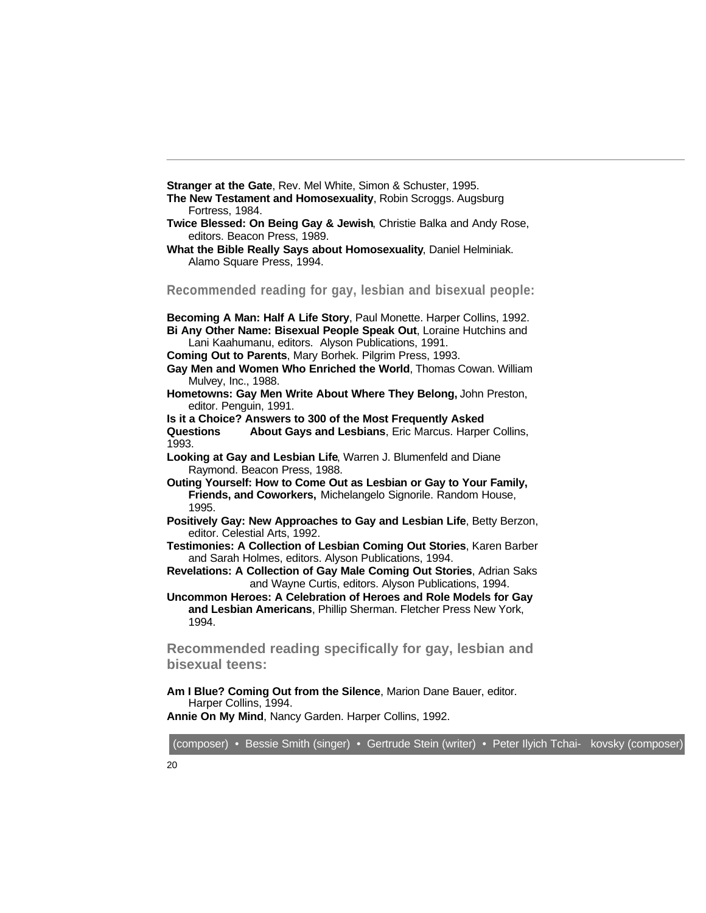**Stranger at the Gate**, Rev. Mel White, Simon & Schuster, 1995.

**The New Testament and Homosexuality**, Robin Scroggs. Augsburg Fortress, 1984.

**Twice Blessed: On Being Gay & Jewish**, Christie Balka and Andy Rose, editors. Beacon Press, 1989.

**What the Bible Really Says about Homosexuality**, Daniel Helminiak. Alamo Square Press, 1994.

## Recommended reading for gay, lesbian and bisexual people:

**Becoming A Man: Half A Life Story**, Paul Monette. Harper Collins, 1992.

**Bi Any Other Name: Bisexual People Speak Out**, Loraine Hutchins and Lani Kaahumanu, editors. Alyson Publications, 1991.

**Coming Out to Parents**, Mary Borhek. Pilgrim Press, 1993.

**Gay Men and Women Who Enriched the World**, Thomas Cowan. William Mulvey, Inc., 1988.

**Hometowns: Gay Men Write About Where They Belong,** John Preston, editor. Penguin, 1991.

**Is it a Choice? Answers to 300 of the Most Frequently Asked Questions About Gays and Lesbians**, Eric Marcus. Harper Collins, 1993.

**Looking at Gay and Lesbian Life**, Warren J. Blumenfeld and Diane Raymond. Beacon Press, 1988.

**Outing Yourself: How to Come Out as Lesbian or Gay to Your Family, Friends, and Coworkers,** Michelangelo Signorile. Random House, 1995.

**Positively Gay: New Approaches to Gay and Lesbian Life**, Betty Berzon, editor. Celestial Arts, 1992.

**Testimonies: A Collection of Lesbian Coming Out Stories**, Karen Barber and Sarah Holmes, editors. Alyson Publications, 1994.

**Revelations: A Collection of Gay Male Coming Out Stories**, Adrian Saks and Wayne Curtis, editors. Alyson Publications, 1994.

**Uncommon Heroes: A Celebration of Heroes and Role Models for Gay and Lesbian Americans**, Phillip Sherman. Fletcher Press New York, 1994.

## Recommended reading specifically for gay, lesbian and bisexual teens:

**Am I Blue? Coming Out from the Silence**, Marion Dane Bauer, editor. Harper Collins, 1994.

**Annie On My Mind**, Nancy Garden. Harper Collins, 1992.

(composer) • Bessie Smith (singer) • Gertrude Stein (writer) • Peter Ilyich Tchaikovsky (composer)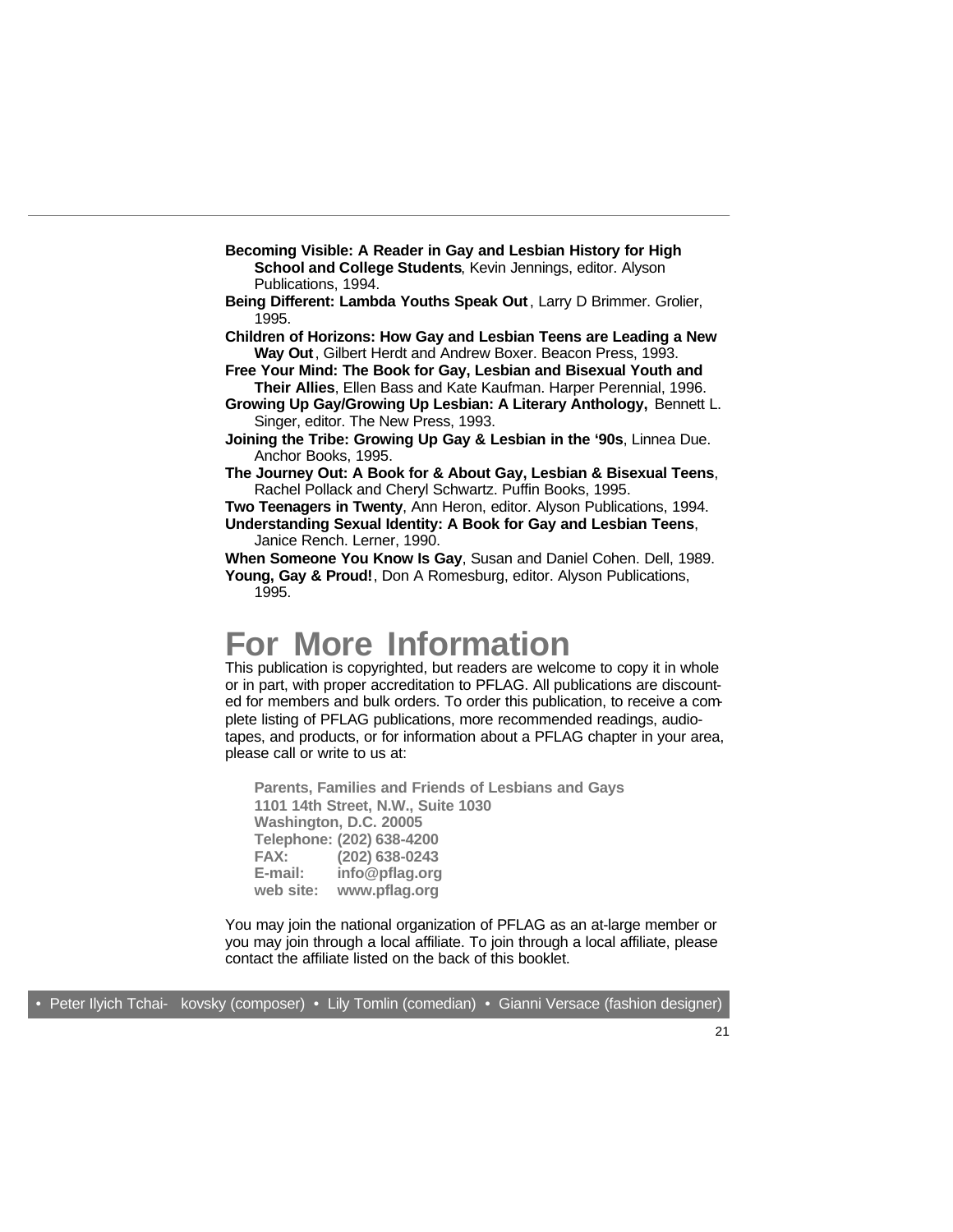**Becoming Visible: A Reader in Gay and Lesbian History for High School and College Students**, Kevin Jennings, editor. Alyson Publications, 1994.

**Being Different: Lambda Youths Speak Out**, Larry D Brimmer. Grolier, 1995.

**Children of Horizons: How Gay and Lesbian Teens are Leading a New Way Out**, Gilbert Herdt and Andrew Boxer. Beacon Press, 1993.

**Free Your Mind: The Book for Gay, Lesbian and Bisexual Youth and Their Allies**, Ellen Bass and Kate Kaufman. Harper Perennial, 1996.

**Growing Up Gay/Growing Up Lesbian: A Literary Anthology,** Bennett L. Singer, editor. The New Press, 1993.

**Joining the Tribe: Growing Up Gay & Lesbian in the '90s**, Linnea Due. Anchor Books, 1995.

**The Journey Out: A Book for & About Gay, Lesbian & Bisexual Teens**, Rachel Pollack and Cheryl Schwartz. Puffin Books, 1995.

**Two Teenagers in Twenty**, Ann Heron, editor. Alyson Publications, 1994.

**Understanding Sexual Identity: A Book for Gay and Lesbian Teens**, Janice Rench. Lerner, 1990.

**When Someone You Know Is Gay**, Susan and Daniel Cohen. Dell, 1989.

**Young, Gay & Proud!**, Don A Romesburg, editor. Alyson Publications, 1995.

# For More Information

This publication is copyrighted, but readers are welcome to copy it in whole or in part, with proper accreditation to PFLAG. All publications are discounted for members and bulk orders. To order this publication, to receive a complete listing of PFLAG publications, more recommended readings, audiotapes, and products, or for information about a PFLAG chapter in your area, please call or write to us at:

**Parents, Families and Friends of Lesbians and Gays**
**1101 14th Street, N.W., Suite 1030**
**Washington, D.C. 20005**
**Telephone: (202) 638-4200**
**FAX: (202) 638-0243**
**E-mail: info@pflag.org**
**web site: www.pflag.org**

You may join the national organization of PFLAG as an at-large member or you may join through a local affiliate. To join through a local affiliate, please contact the affiliate listed on the back of this booklet.

• Peter Ilyich Tchaikovsky (composer) • Lily Tomlin (comedian) • Gianni Versace (fashion designer)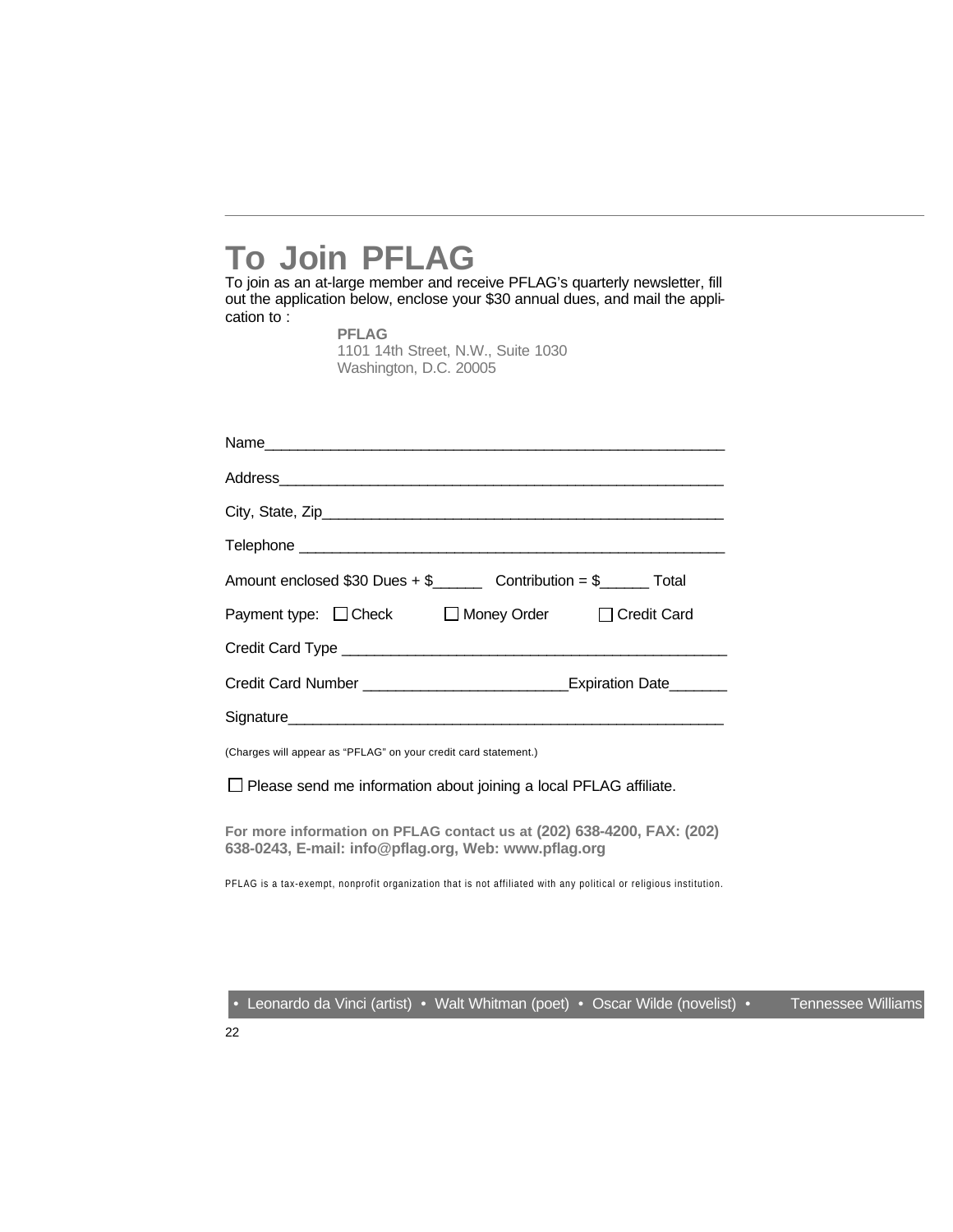# To Join PFLAG

To join as an at-large member and receive PFLAG's quarterly newsletter, fill out the application below, enclose your $30 annual dues, and mail the application to :

**PFLAG**
1101 14th Street, N.W., Suite 1030
Washington, D.C. 20005

Name_______________________________________________________

Address_____________________________________________________

City, State, Zip_______________________________________________

Telephone ___________________________________________________

Amount enclosed $30 Dues + $______ Contribution = $______ Total

Payment type: ☐ Check ☐ Money Order ☐ Credit Card

Credit Card Type _____________________________________________

Credit Card Number ________________________Expiration Date_______

Signature____________________________________________________

(Charges will appear as "PFLAG" on your credit card statement.)

☐ Please send me information about joining a local PFLAG affiliate.

**For more information on PFLAG contact us at (202) 638-4200, FAX: (202) 638-0243, E-mail: info@pflag.org, Web: www.pflag.org**

PFLAG is a tax-exempt, nonprofit organization that is not affiliated with any political or religious institution.

• Leonardo da Vinci (artist) • Walt Whitman (poet) • Oscar Wilde (novelist) • Tennessee Williams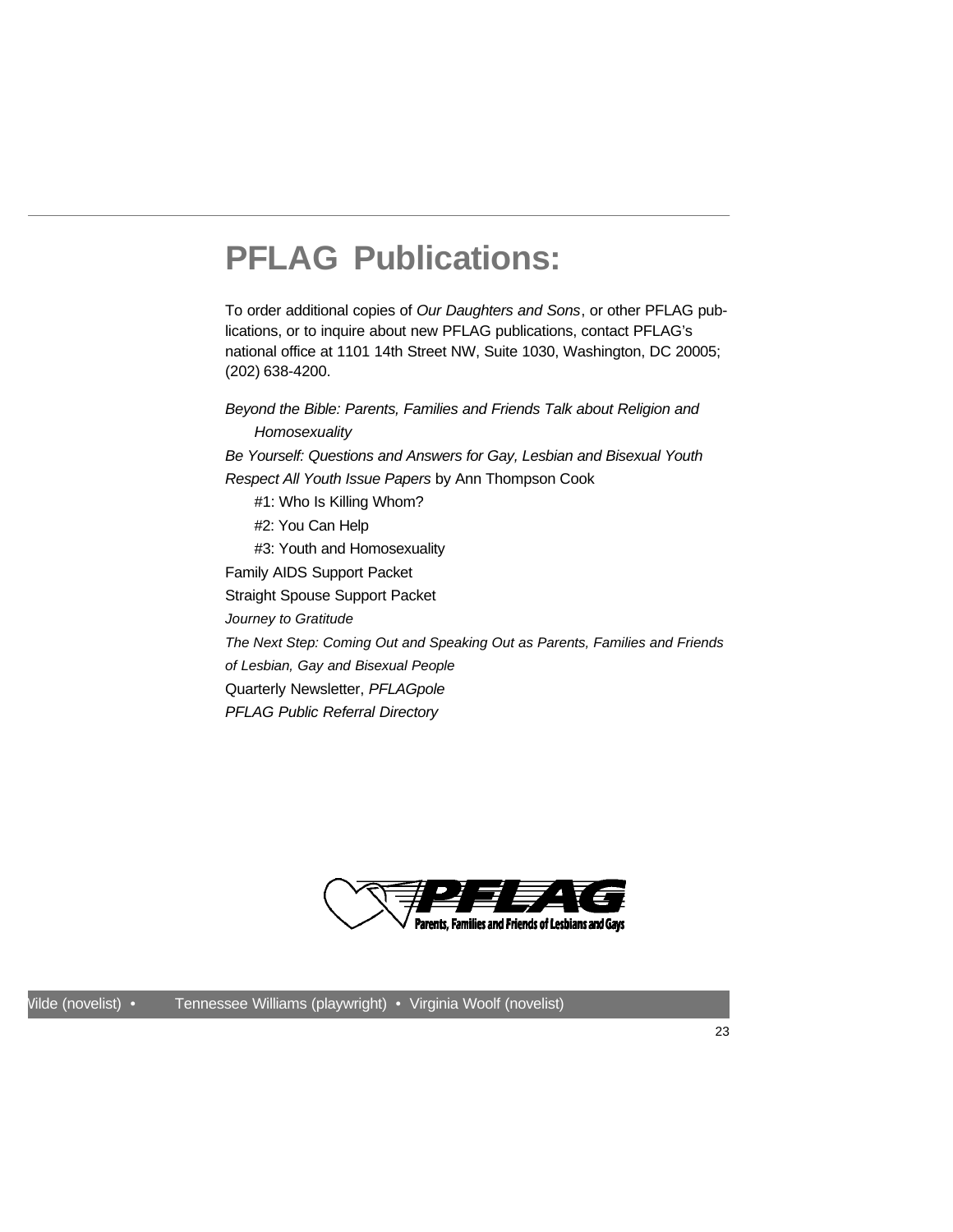# PFLAG Publications:

To order additional copies of *Our Daughters and Sons*, or other PFLAG publications, or to inquire about new PFLAG publications, contact PFLAG's national office at 1101 14th Street NW, Suite 1030, Washington, DC 20005; (202) 638-4200.

*Beyond the Bible: Parents, Families and Friends Talk about Religion and Homosexuality*

*Be Yourself: Questions and Answers for Gay, Lesbian and Bisexual Youth*

*Respect All Youth Issue Papers* by Ann Thompson Cook

- #1: Who Is Killing Whom?
- #2: You Can Help
- #3: Youth and Homosexuality

Family AIDS Support Packet

Straight Spouse Support Packet

*Journey to Gratitude*

*The Next Step: Coming Out and Speaking Out as Parents, Families and Friends of Lesbian, Gay and Bisexual People*

Quarterly Newsletter, *PFLAGpole*

*PFLAG Public Referral Directory*

PFLAG
Parents, Families and Friends of Lesbians and Gays

Wilde (novelist) • Tennessee Williams (playwright) • Virginia Woolf (novelist)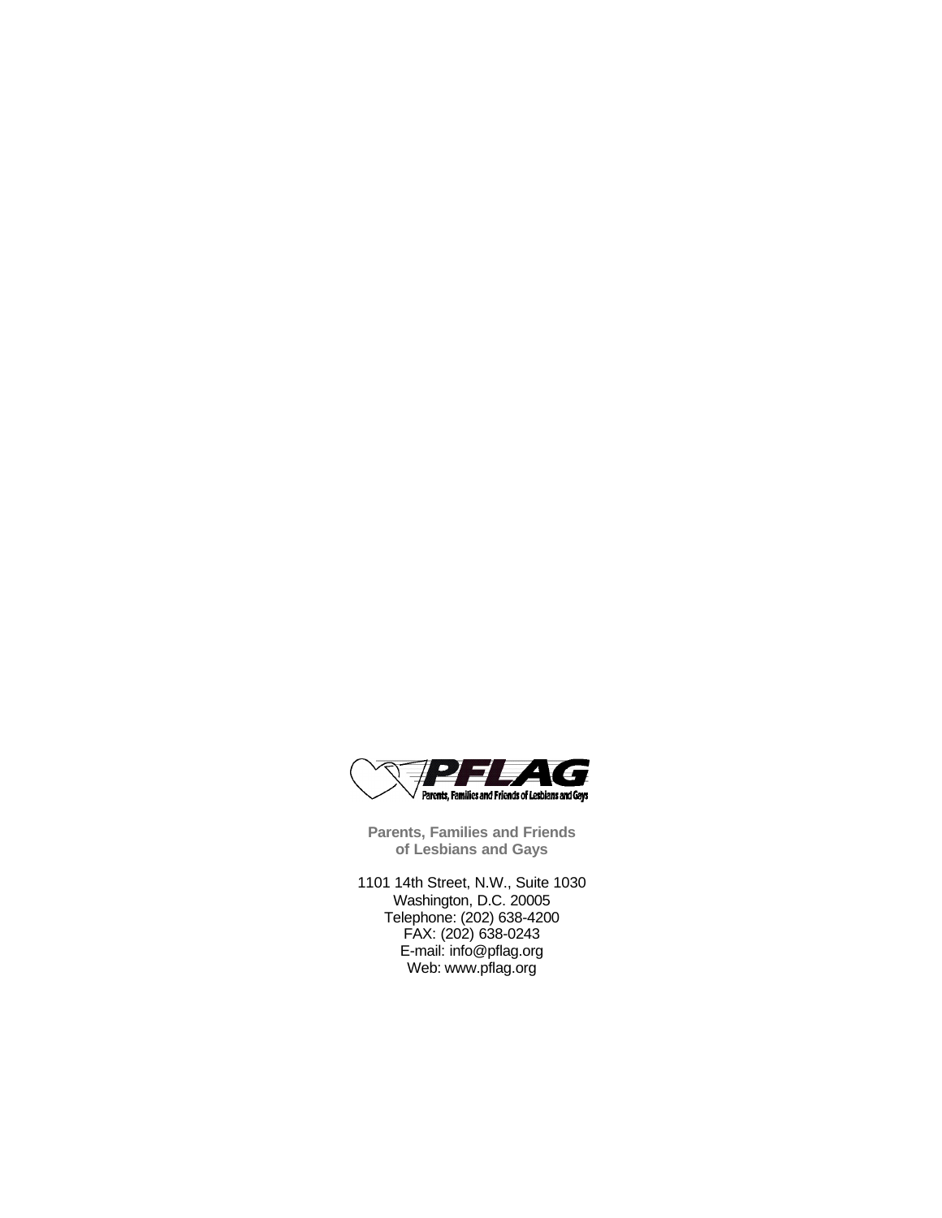PFLAG

Parents, Families and Friends of Lesbians and Gays

**Parents, Families and Friends of Lesbians and Gays**

1101 14th Street, N.W., Suite 1030
Washington, D.C. 20005
Telephone: (202) 638-4200
FAX: (202) 638-0243
E-mail: info@pflag.org
Web: www.pflag.org